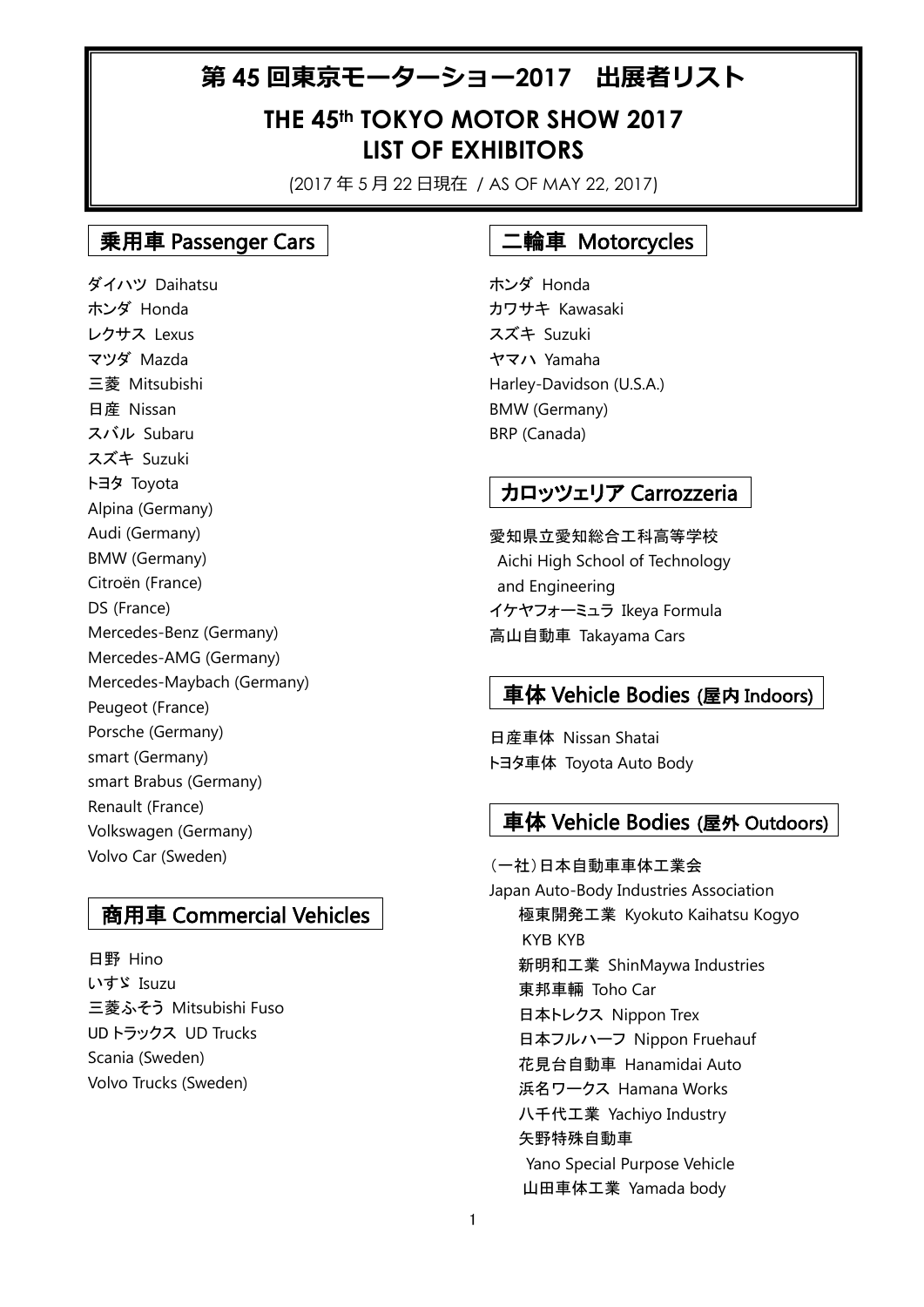# 第 45 回東京モーターショー2017　出展者リスト

# THE 45th TOKYO MOTOR SHOW 2017 LIST OF EXHIBITORS

(2017 年 5 月 22 日現在 / AS OF MAY 22, 2017)

## 乗用車 Passenger Cars

ダイハツ Daihatsu
ホンダ Honda
レクサス Lexus
マツダ Mazda
三菱 Mitsubishi
日産 Nissan
スバル Subaru
スズキ Suzuki
トヨタ Toyota
Alpina (Germany)
Audi (Germany)
BMW (Germany)
Citroën (France)
DS (France)
Mercedes-Benz (Germany)
Mercedes-AMG (Germany)
Mercedes-Maybach (Germany)
Peugeot (France)
Porsche (Germany)
smart (Germany)
smart Brabus (Germany)
Renault (France)
Volkswagen (Germany)
Volvo Car (Sweden)

## 商用車 Commercial Vehicles

日野 Hino
いすゞ Isuzu
三菱ふそう Mitsubishi Fuso
UD トラックス UD Trucks
Scania (Sweden)
Volvo Trucks (Sweden)

## 二輪車 Motorcycles

ホンダ Honda
カワサキ Kawasaki
スズキ Suzuki
ヤマハ Yamaha
Harley-Davidson (U.S.A.)
BMW (Germany)
BRP (Canada)

## カロッツェリア Carrozzeria

愛知県立愛知総合工科高等学校
Aichi High School of Technology and Engineering
イケヤフォーミュラ Ikeya Formula
高山自動車 Takayama Cars

## 車体 Vehicle Bodies (屋内 Indoors)

日産車体 Nissan Shatai
トヨタ車体 Toyota Auto Body

## 車体 Vehicle Bodies (屋外 Outdoors)

（一社）日本自動車車体工業会
Japan Auto-Body Industries Association

- 極東開発工業 Kyokuto Kaihatsu Kogyo
- KYB KYB
- 新明和工業 ShinMaywa Industries
- 東邦車輛 Toho Car
- 日本トレクス Nippon Trex
- 日本フルハーフ Nippon Fruehauf
- 花見台自動車 Hanamidai Auto
- 浜名ワークス Hamana Works
- 八千代工業 Yachiyo Industry
- 矢野特殊自動車 Yano Special Purpose Vehicle
- 山田車体工業 Yamada body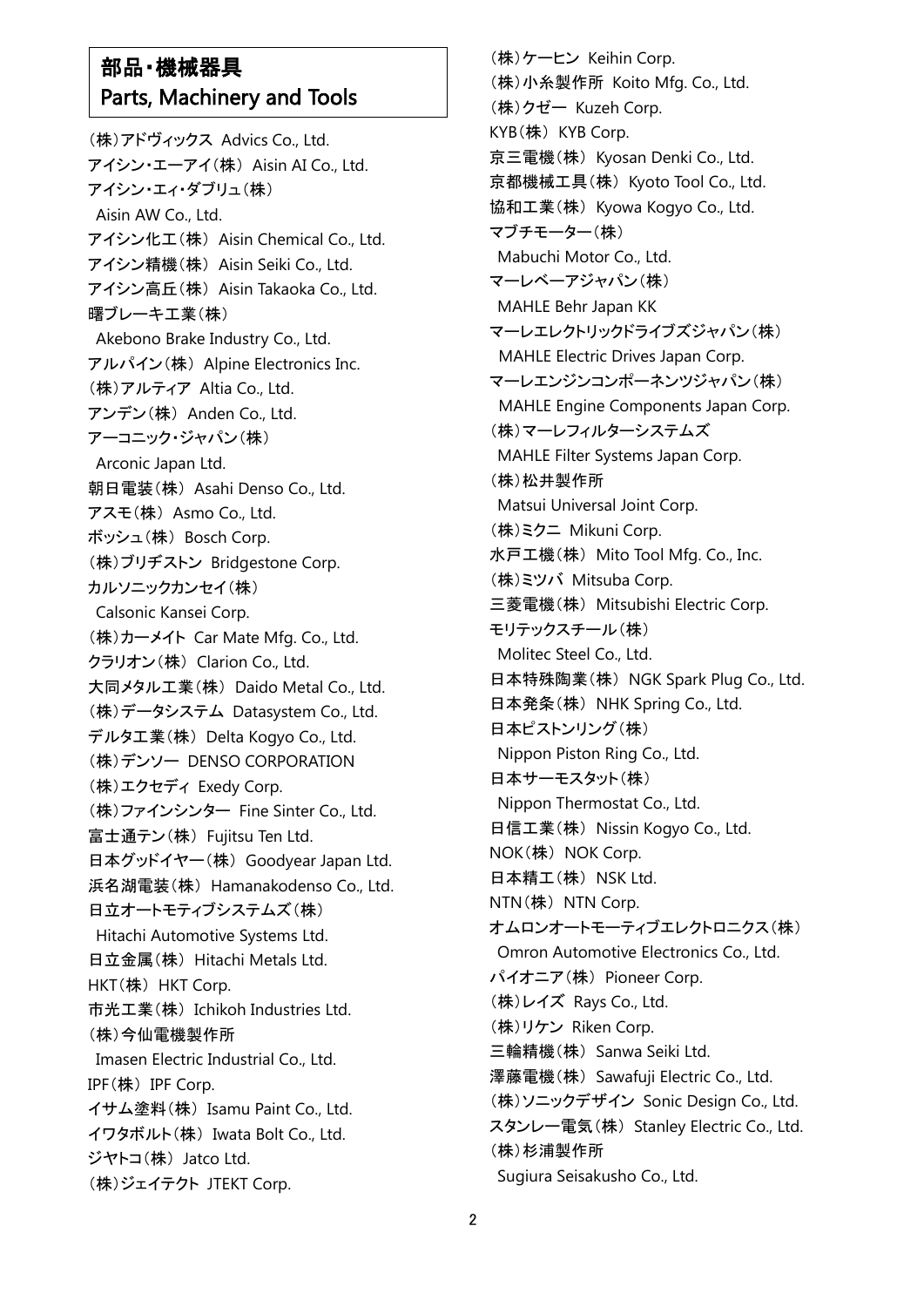## 部品・機械器具
## Parts, Machinery and Tools

（株）アドヴィックス Advics Co., Ltd.
アイシン・エーアイ（株） Aisin AI Co., Ltd.
アイシン・エィ・ダブリュ（株）
Aisin AW Co., Ltd.
アイシン化工（株） Aisin Chemical Co., Ltd.
アイシン精機（株） Aisin Seiki Co., Ltd.
アイシン高丘（株） Aisin Takaoka Co., Ltd.
曙ブレーキ工業（株）
Akebono Brake Industry Co., Ltd.
アルパイン（株） Alpine Electronics Inc.
（株）アルティア Altia Co., Ltd.
アンデン（株） Anden Co., Ltd.
アーコニック・ジャパン（株）
Arconic Japan Ltd.
朝日電装（株） Asahi Denso Co., Ltd.
アスモ（株） Asmo Co., Ltd.
ボッシュ（株） Bosch Corp.
（株）ブリヂストン Bridgestone Corp.
カルソニックカンセイ（株）
Calsonic Kansei Corp.
（株）カーメイト Car Mate Mfg. Co., Ltd.
クラリオン（株） Clarion Co., Ltd.
大同メタル工業（株） Daido Metal Co., Ltd.
（株）データシステム Datasystem Co., Ltd.
デルタ工業（株） Delta Kogyo Co., Ltd.
（株）デンソー DENSO CORPORATION
（株）エクセディ Exedy Corp.
（株）ファインシンター Fine Sinter Co., Ltd.
富士通テン（株） Fujitsu Ten Ltd.
日本グッドイヤー（株） Goodyear Japan Ltd.
浜名湖電装（株） Hamanakodenso Co., Ltd.
日立オートモティブシステムズ（株）
Hitachi Automotive Systems Ltd.
日立金属（株） Hitachi Metals Ltd.
HKT（株） HKT Corp.
市光工業（株） Ichikoh Industries Ltd.
（株）今仙電機製作所
Imasen Electric Industrial Co., Ltd.
IPF（株） IPF Corp.
イサム塗料（株） Isamu Paint Co., Ltd.
イワタボルト（株） Iwata Bolt Co., Ltd.
ジヤトコ（株） Jatco Ltd.
（株）ジェイテクト JTEKT Corp.
（株）ケーヒン Keihin Corp.
（株）小糸製作所 Koito Mfg. Co., Ltd.
（株）クゼー Kuzeh Corp.
KYB（株） KYB Corp.
京三電機（株） Kyosan Denki Co., Ltd.
京都機械工具（株） Kyoto Tool Co., Ltd.
協和工業（株） Kyowa Kogyo Co., Ltd.
マブチモーター（株）
Mabuchi Motor Co., Ltd.
マーレベーアジャパン（株）
MAHLE Behr Japan KK
マーレエレクトリックドライブズジャパン（株）
MAHLE Electric Drives Japan Corp.
マーレエンジンコンポーネンツジャパン（株）
MAHLE Engine Components Japan Corp.
（株）マーレフィルターシステムズ
MAHLE Filter Systems Japan Corp.
（株）松井製作所
Matsui Universal Joint Corp.
（株）ミクニ Mikuni Corp.
水戸工機（株） Mito Tool Mfg. Co., Inc.
（株）ミツバ Mitsuba Corp.
三菱電機（株） Mitsubishi Electric Corp.
モリテックスチール（株）
Molitec Steel Co., Ltd.
日本特殊陶業（株） NGK Spark Plug Co., Ltd.
日本発条（株） NHK Spring Co., Ltd.
日本ピストンリング（株）
Nippon Piston Ring Co., Ltd.
日本サーモスタット（株）
Nippon Thermostat Co., Ltd.
日信工業（株） Nissin Kogyo Co., Ltd.
NOK（株） NOK Corp.
日本精工（株） NSK Ltd.
NTN（株） NTN Corp.
オムロンオートモーティブエレクトロニクス（株）
Omron Automotive Electronics Co., Ltd.
パイオニア（株） Pioneer Corp.
（株）レイズ Rays Co., Ltd.
（株）リケン Riken Corp.
三輪精機（株） Sanwa Seiki Ltd.
澤藤電機（株） Sawafuji Electric Co., Ltd.
（株）ソニックデザイン Sonic Design Co., Ltd.
スタンレー電気（株） Stanley Electric Co., Ltd.
（株）杉浦製作所
Sugiura Seisakusho Co., Ltd.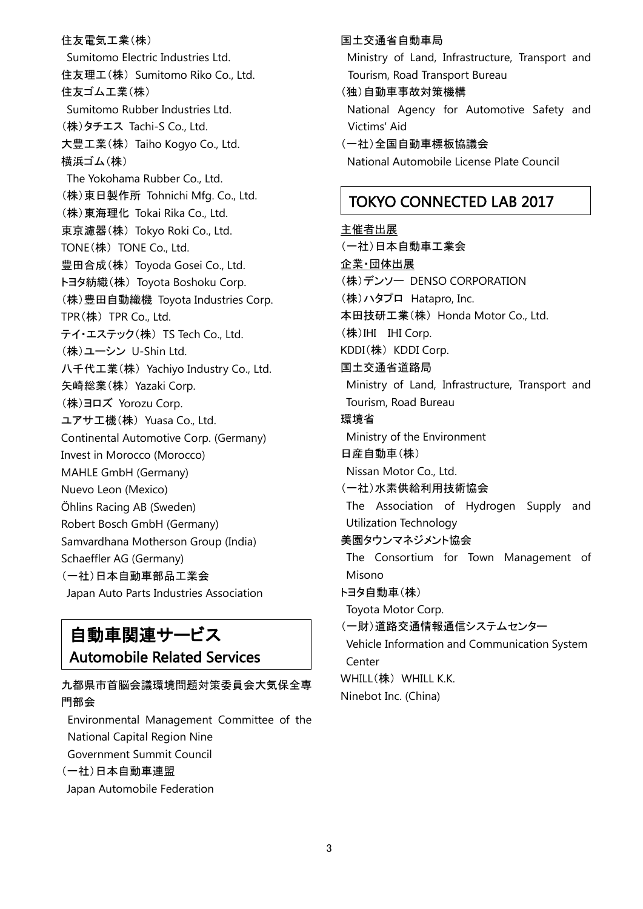住友電気工業（株）
Sumitomo Electric Industries Ltd.
住友理工（株） Sumitomo Riko Co., Ltd.
住友ゴム工業（株）
Sumitomo Rubber Industries Ltd.
（株）タチエス Tachi-S Co., Ltd.
大豊工業（株） Taiho Kogyo Co., Ltd.
横浜ゴム（株）
The Yokohama Rubber Co., Ltd.
（株）東日製作所 Tohnichi Mfg. Co., Ltd.
（株）東海理化 Tokai Rika Co., Ltd.
東京濾器（株） Tokyo Roki Co., Ltd.
TONE（株） TONE Co., Ltd.
豊田合成（株） Toyoda Gosei Co., Ltd.
トヨタ紡織（株） Toyota Boshoku Corp.
（株）豊田自動織機 Toyota Industries Corp.
TPR（株） TPR Co., Ltd.
テイ・エステック（株） TS Tech Co., Ltd.
（株）ユーシン U-Shin Ltd.
八千代工業（株） Yachiyo Industry Co., Ltd.
矢崎総業（株） Yazaki Corp.
（株）ヨロズ Yorozu Corp.
ユアサ工機（株） Yuasa Co., Ltd.
Continental Automotive Corp. (Germany)
Invest in Morocco (Morocco)
MAHLE GmbH (Germany)
Nuevo Leon (Mexico)
Öhlins Racing AB (Sweden)
Robert Bosch GmbH (Germany)
Samvardhana Motherson Group (India)
Schaeffler AG (Germany)
（一社）日本自動車部品工業会
Japan Auto Parts Industries Association

## 自動車関連サービス Automobile Related Services

九都県市首脳会議環境問題対策委員会大気保全専門部会
Environmental Management Committee of the National Capital Region Nine Government Summit Council
（一社）日本自動車連盟
Japan Automobile Federation
国土交通省自動車局
Ministry of Land, Infrastructure, Transport and Tourism, Road Transport Bureau
（独）自動車事故対策機構
National Agency for Automotive Safety and Victims' Aid
（一社）全国自動車標板協議会
National Automobile License Plate Council

## TOKYO CONNECTED LAB 2017

主催者出展
（一社）日本自動車工業会
企業・団体出展
（株）デンソー DENSO CORPORATION
（株）ハタプロ Hatapro, Inc.
本田技研工業（株） Honda Motor Co., Ltd.
（株）IHI IHI Corp.
KDDI（株） KDDI Corp.
国土交通省道路局
Ministry of Land, Infrastructure, Transport and Tourism, Road Bureau
環境省
Ministry of the Environment
日産自動車（株）
Nissan Motor Co., Ltd.
（一社）水素供給利用技術協会
The Association of Hydrogen Supply and Utilization Technology
美園タウンマネジメント協会
The Consortium for Town Management of Misono
トヨタ自動車（株）
Toyota Motor Corp.
（一財）道路交通情報通信システムセンター
Vehicle Information and Communication System Center
WHILL（株） WHILL K.K.
Ninebot Inc. (China)